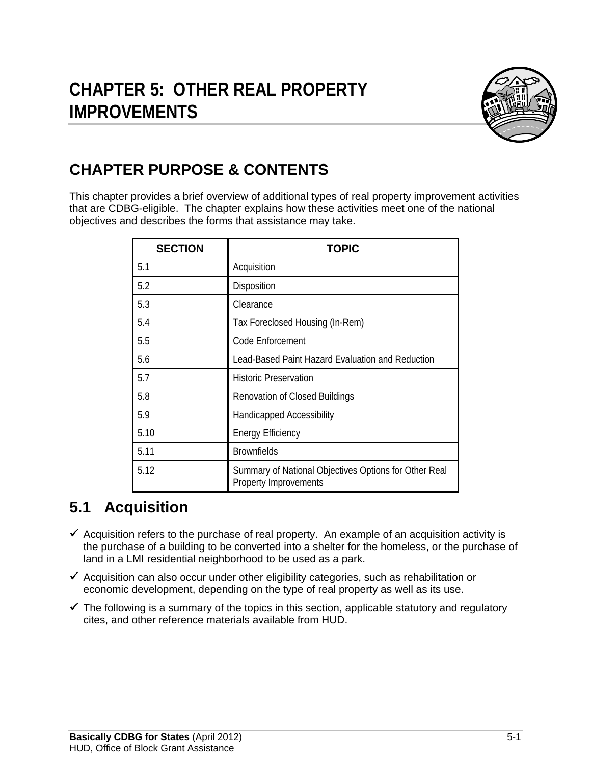# CHAPTER 5: OTHER REAL PROPERTY IMPROVEMENTS

## CHAPTER PURPOSE & CONTENTS

This chapter provides a brief overview of additional types of real property improvement activities that are CDBG-eligible. The chapter explains how these activities meet one of the national objectives and describes the forms that assistance may take.

| SECTION | TOPIC |
|---|---|
| 5.1 | Acquisition |
| 5.2 | Disposition |
| 5.3 | Clearance |
| 5.4 | Tax Foreclosed Housing (In-Rem) |
| 5.5 | Code Enforcement |
| 5.6 | Lead-Based Paint Hazard Evaluation and Reduction |
| 5.7 | Historic Preservation |
| 5.8 | Renovation of Closed Buildings |
| 5.9 | Handicapped Accessibility |
| 5.10 | Energy Efficiency |
| 5.11 | Brownfields |
| 5.12 | Summary of National Objectives Options for Other Real Property Improvements |

## 5.1 Acquisition

- ✓ Acquisition refers to the purchase of real property. An example of an acquisition activity is the purchase of a building to be converted into a shelter for the homeless, or the purchase of land in a LMI residential neighborhood to be used as a park.
- ✓ Acquisition can also occur under other eligibility categories, such as rehabilitation or economic development, depending on the type of real property as well as its use.
- ✓ The following is a summary of the topics in this section, applicable statutory and regulatory cites, and other reference materials available from HUD.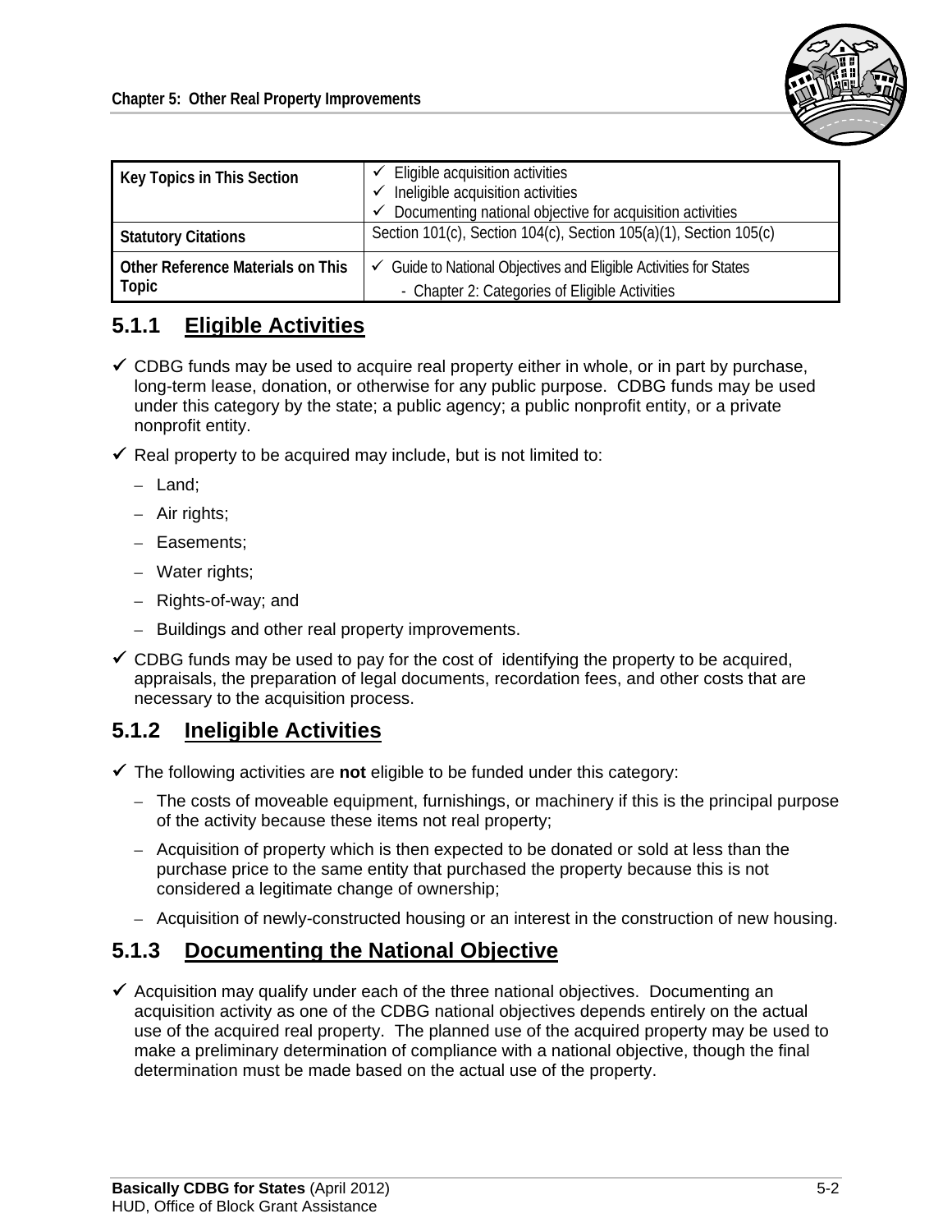| Key Topics in This Section | ✓ Eligible acquisition activities<br>✓ Ineligible acquisition activities<br>✓ Documenting national objective for acquisition activities |
|---|---|
| Statutory Citations | Section 101(c), Section 104(c), Section 105(a)(1), Section 105(c) |
| Other Reference Materials on This Topic | ✓ Guide to National Objectives and Eligible Activities for States<br>- Chapter 2: Categories of Eligible Activities |

## 5.1.1 Eligible Activities

- ✓ CDBG funds may be used to acquire real property either in whole, or in part by purchase, long-term lease, donation, or otherwise for any public purpose. CDBG funds may be used under this category by the state; a public agency; a public nonprofit entity, or a private nonprofit entity.
- ✓ Real property to be acquired may include, but is not limited to:
  - Land;
  - Air rights;
  - Easements;
  - Water rights;
  - Rights-of-way; and
  - Buildings and other real property improvements.
- ✓ CDBG funds may be used to pay for the cost of identifying the property to be acquired, appraisals, the preparation of legal documents, recordation fees, and other costs that are necessary to the acquisition process.

## 5.1.2 Ineligible Activities

- ✓ The following activities are **not** eligible to be funded under this category:
  - The costs of moveable equipment, furnishings, or machinery if this is the principal purpose of the activity because these items not real property;
  - Acquisition of property which is then expected to be donated or sold at less than the purchase price to the same entity that purchased the property because this is not considered a legitimate change of ownership;
  - Acquisition of newly-constructed housing or an interest in the construction of new housing.

## 5.1.3 Documenting the National Objective

- ✓ Acquisition may qualify under each of the three national objectives. Documenting an acquisition activity as one of the CDBG national objectives depends entirely on the actual use of the acquired real property. The planned use of the acquired property may be used to make a preliminary determination of compliance with a national objective, though the final determination must be made based on the actual use of the property.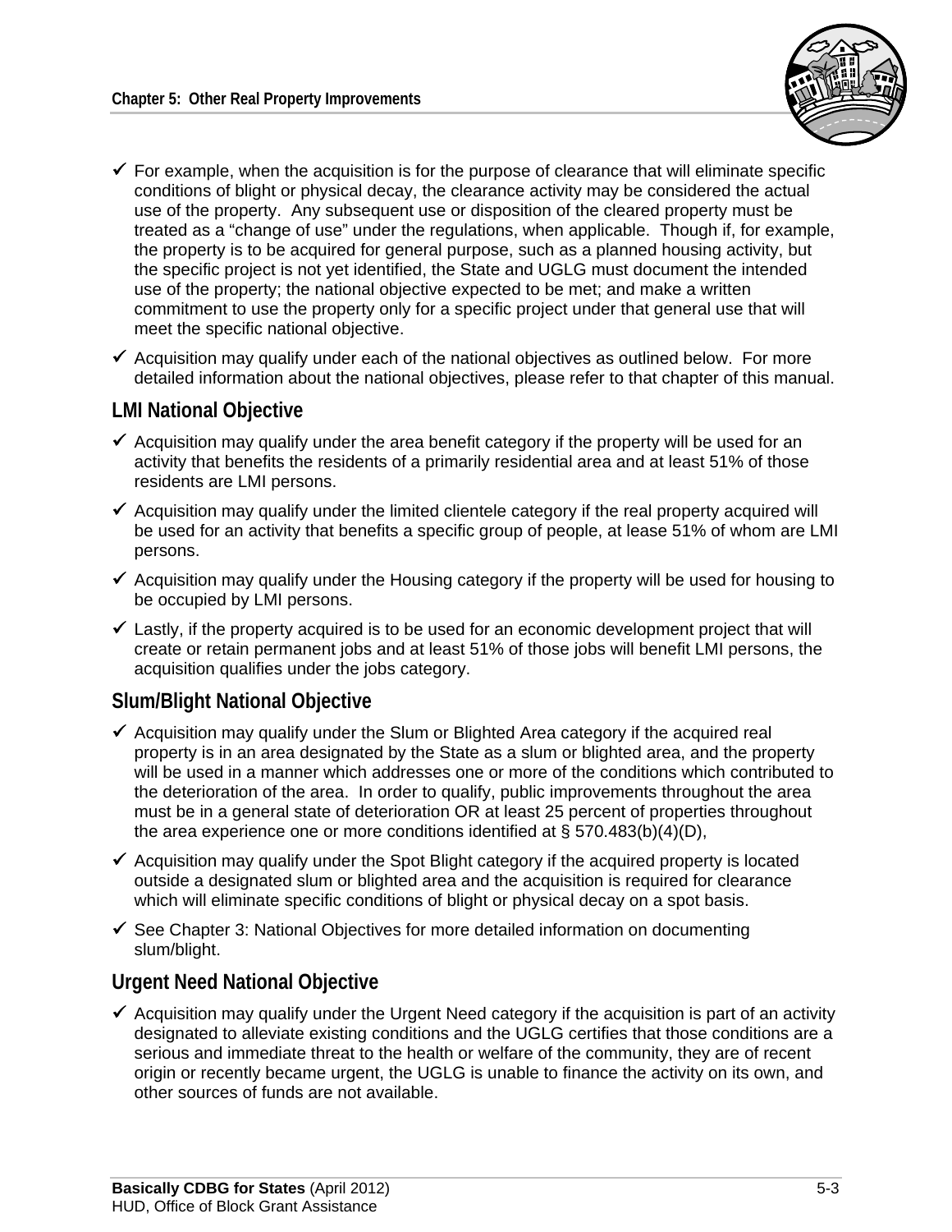- For example, when the acquisition is for the purpose of clearance that will eliminate specific conditions of blight or physical decay, the clearance activity may be considered the actual use of the property. Any subsequent use or disposition of the cleared property must be treated as a "change of use" under the regulations, when applicable. Though if, for example, the property is to be acquired for general purpose, such as a planned housing activity, but the specific project is not yet identified, the State and UGLG must document the intended use of the property; the national objective expected to be met; and make a written commitment to use the property only for a specific project under that general use that will meet the specific national objective.
- Acquisition may qualify under each of the national objectives as outlined below. For more detailed information about the national objectives, please refer to that chapter of this manual.

## LMI National Objective

- Acquisition may qualify under the area benefit category if the property will be used for an activity that benefits the residents of a primarily residential area and at least 51% of those residents are LMI persons.
- Acquisition may qualify under the limited clientele category if the real property acquired will be used for an activity that benefits a specific group of people, at lease 51% of whom are LMI persons.
- Acquisition may qualify under the Housing category if the property will be used for housing to be occupied by LMI persons.
- Lastly, if the property acquired is to be used for an economic development project that will create or retain permanent jobs and at least 51% of those jobs will benefit LMI persons, the acquisition qualifies under the jobs category.

## Slum/Blight National Objective

- Acquisition may qualify under the Slum or Blighted Area category if the acquired real property is in an area designated by the State as a slum or blighted area, and the property will be used in a manner which addresses one or more of the conditions which contributed to the deterioration of the area. In order to qualify, public improvements throughout the area must be in a general state of deterioration OR at least 25 percent of properties throughout the area experience one or more conditions identified at § 570.483(b)(4)(D),
- Acquisition may qualify under the Spot Blight category if the acquired property is located outside a designated slum or blighted area and the acquisition is required for clearance which will eliminate specific conditions of blight or physical decay on a spot basis.
- See Chapter 3: National Objectives for more detailed information on documenting slum/blight.

## Urgent Need National Objective

- Acquisition may qualify under the Urgent Need category if the acquisition is part of an activity designated to alleviate existing conditions and the UGLG certifies that those conditions are a serious and immediate threat to the health or welfare of the community, they are of recent origin or recently became urgent, the UGLG is unable to finance the activity on its own, and other sources of funds are not available.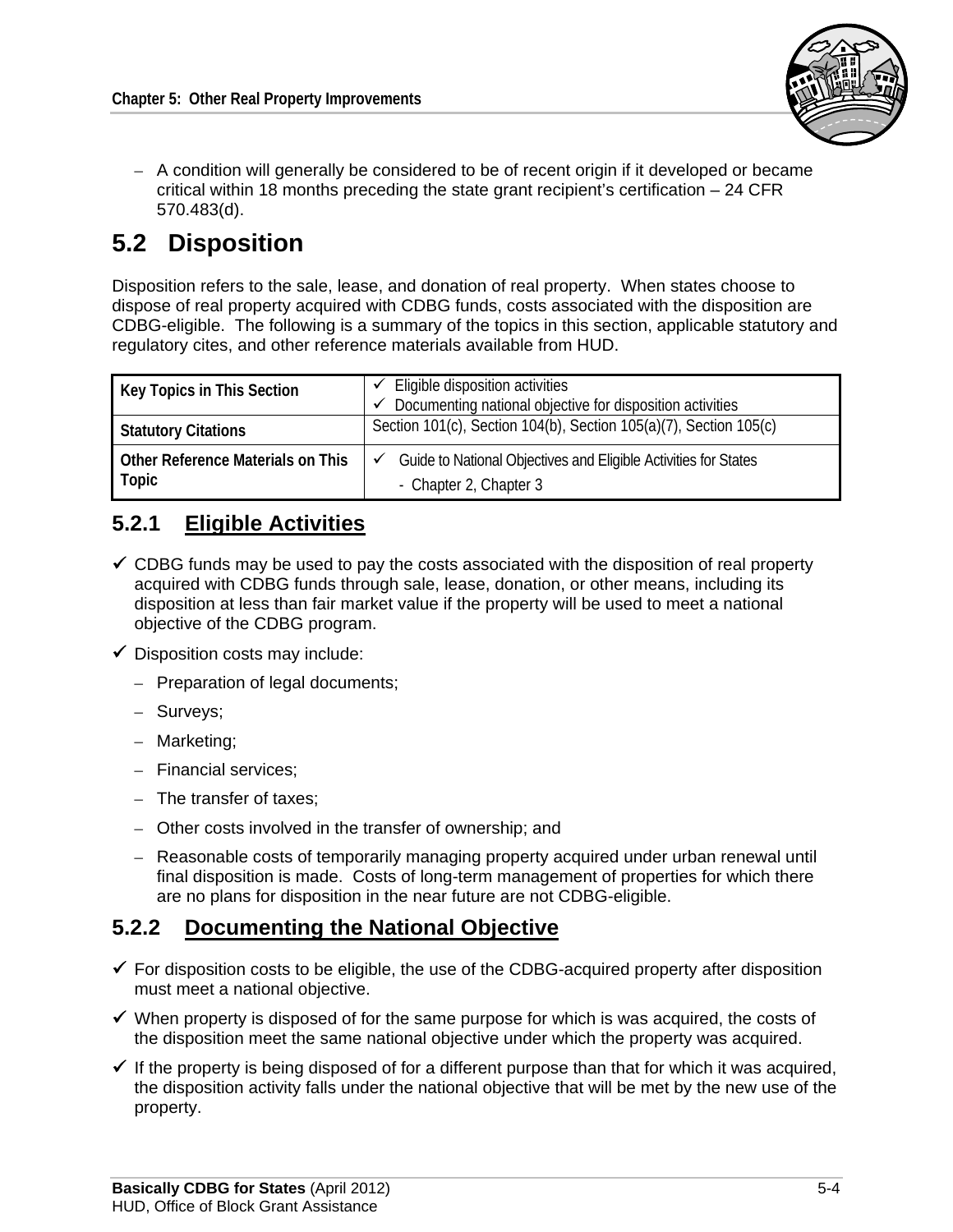– A condition will generally be considered to be of recent origin if it developed or became critical within 18 months preceding the state grant recipient's certification – 24 CFR 570.483(d).

## 5.2 Disposition

Disposition refers to the sale, lease, and donation of real property. When states choose to dispose of real property acquired with CDBG funds, costs associated with the disposition are CDBG-eligible. The following is a summary of the topics in this section, applicable statutory and regulatory cites, and other reference materials available from HUD.

| Key Topics in This Section | ✓ Eligible disposition activities<br>✓ Documenting national objective for disposition activities |
|---|---|
| Statutory Citations | Section 101(c), Section 104(b), Section 105(a)(7), Section 105(c) |
| Other Reference Materials on This Topic | ✓ Guide to National Objectives and Eligible Activities for States<br>- Chapter 2, Chapter 3 |

### 5.2.1 Eligible Activities

✓ CDBG funds may be used to pay the costs associated with the disposition of real property acquired with CDBG funds through sale, lease, donation, or other means, including its disposition at less than fair market value if the property will be used to meet a national objective of the CDBG program.

✓ Disposition costs may include:

- Preparation of legal documents;
- Surveys;
- Marketing;
- Financial services;
- The transfer of taxes;
- Other costs involved in the transfer of ownership; and
- Reasonable costs of temporarily managing property acquired under urban renewal until final disposition is made. Costs of long-term management of properties for which there are no plans for disposition in the near future are not CDBG-eligible.

### 5.2.2 Documenting the National Objective

✓ For disposition costs to be eligible, the use of the CDBG-acquired property after disposition must meet a national objective.

✓ When property is disposed of for the same purpose for which is was acquired, the costs of the disposition meet the same national objective under which the property was acquired.

✓ If the property is being disposed of for a different purpose than that for which it was acquired, the disposition activity falls under the national objective that will be met by the new use of the property.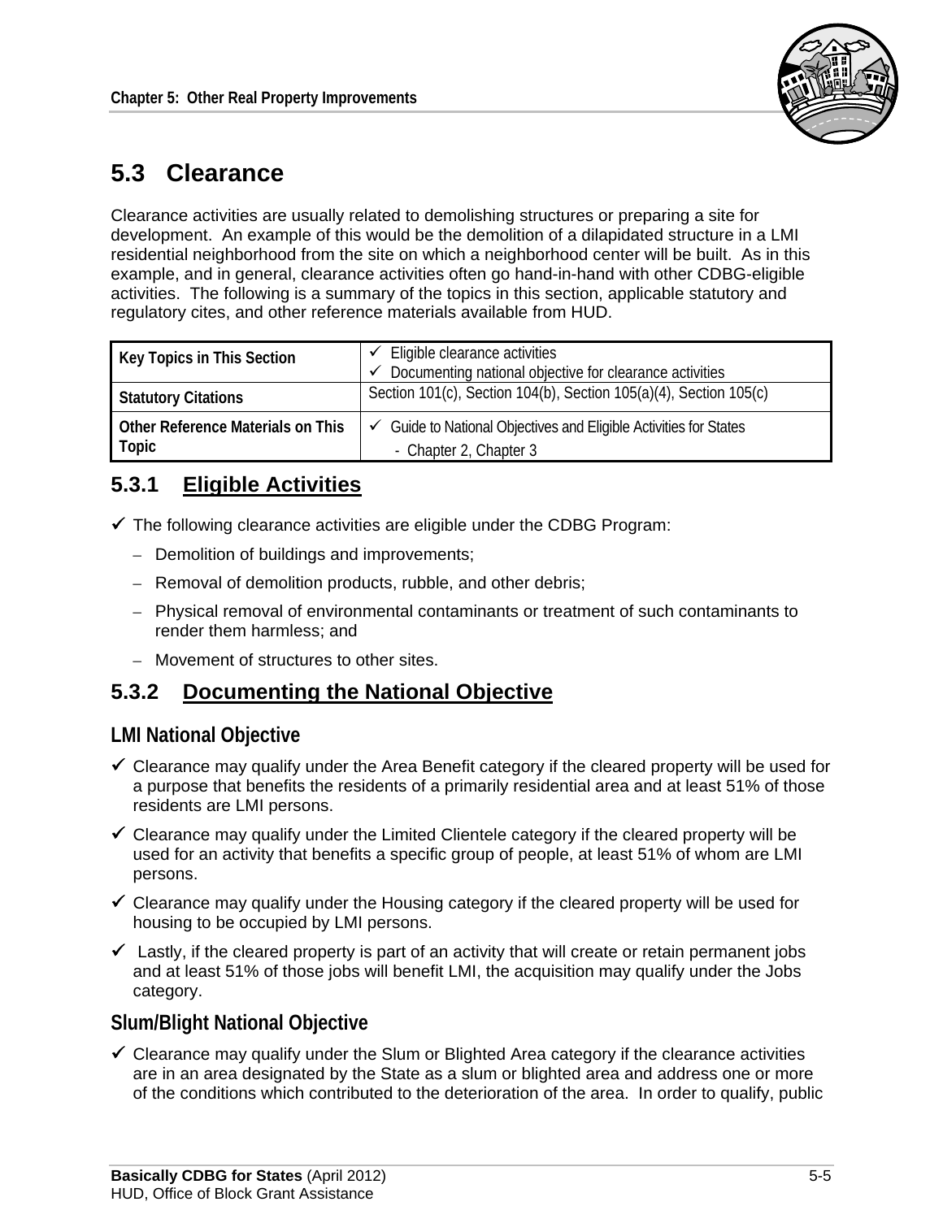## 5.3 Clearance

Clearance activities are usually related to demolishing structures or preparing a site for development. An example of this would be the demolition of a dilapidated structure in a LMI residential neighborhood from the site on which a neighborhood center will be built. As in this example, and in general, clearance activities often go hand-in-hand with other CDBG-eligible activities. The following is a summary of the topics in this section, applicable statutory and regulatory cites, and other reference materials available from HUD.

| | |
|---|---|
| **Key Topics in This Section** | ✓ Eligible clearance activities<br>✓ Documenting national objective for clearance activities |
| **Statutory Citations** | Section 101(c), Section 104(b), Section 105(a)(4), Section 105(c) |
| **Other Reference Materials on This Topic** | ✓ Guide to National Objectives and Eligible Activities for States<br>- Chapter 2, Chapter 3 |

### 5.3.1 Eligible Activities

✓ The following clearance activities are eligible under the CDBG Program:

- Demolition of buildings and improvements;
- Removal of demolition products, rubble, and other debris;
- Physical removal of environmental contaminants or treatment of such contaminants to render them harmless; and
- Movement of structures to other sites.

### 5.3.2 Documenting the National Objective

#### LMI National Objective

✓ Clearance may qualify under the Area Benefit category if the cleared property will be used for a purpose that benefits the residents of a primarily residential area and at least 51% of those residents are LMI persons.

✓ Clearance may qualify under the Limited Clientele category if the cleared property will be used for an activity that benefits a specific group of people, at least 51% of whom are LMI persons.

✓ Clearance may qualify under the Housing category if the cleared property will be used for housing to be occupied by LMI persons.

✓ Lastly, if the cleared property is part of an activity that will create or retain permanent jobs and at least 51% of those jobs will benefit LMI, the acquisition may qualify under the Jobs category.

#### Slum/Blight National Objective

✓ Clearance may qualify under the Slum or Blighted Area category if the clearance activities are in an area designated by the State as a slum or blighted area and address one or more of the conditions which contributed to the deterioration of the area. In order to qualify, public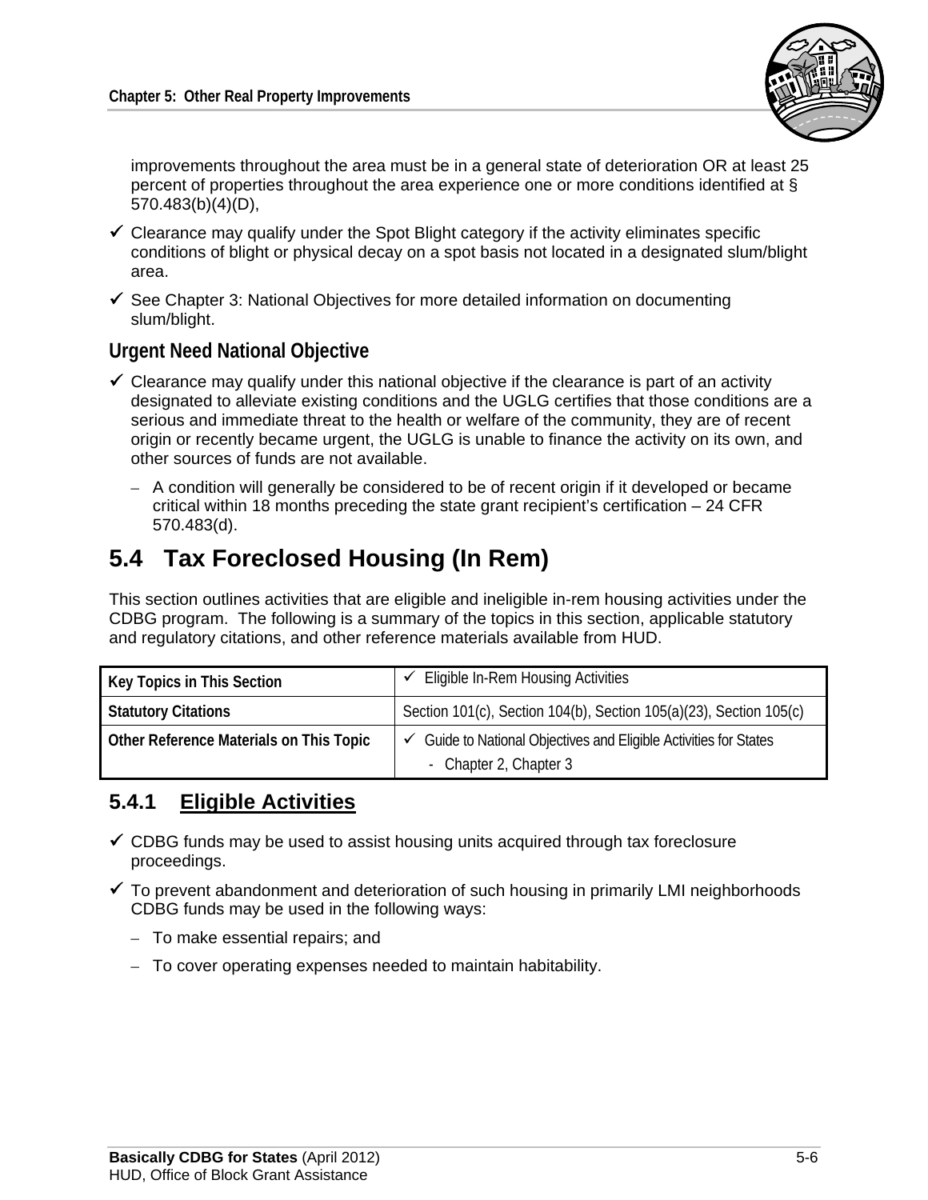improvements throughout the area must be in a general state of deterioration OR at least 25 percent of properties throughout the area experience one or more conditions identified at § 570.483(b)(4)(D),

- ✓ Clearance may qualify under the Spot Blight category if the activity eliminates specific conditions of blight or physical decay on a spot basis not located in a designated slum/blight area.
- ✓ See Chapter 3: National Objectives for more detailed information on documenting slum/blight.

### Urgent Need National Objective

- ✓ Clearance may qualify under this national objective if the clearance is part of an activity designated to alleviate existing conditions and the UGLG certifies that those conditions are a serious and immediate threat to the health or welfare of the community, they are of recent origin or recently became urgent, the UGLG is unable to finance the activity on its own, and other sources of funds are not available.
  - A condition will generally be considered to be of recent origin if it developed or became critical within 18 months preceding the state grant recipient's certification – 24 CFR 570.483(d).

## 5.4 Tax Foreclosed Housing (In Rem)

This section outlines activities that are eligible and ineligible in-rem housing activities under the CDBG program. The following is a summary of the topics in this section, applicable statutory and regulatory citations, and other reference materials available from HUD.

| Key Topics in This Section | ✓ Eligible In-Rem Housing Activities |
|---|---|
| Statutory Citations | Section 101(c), Section 104(b), Section 105(a)(23), Section 105(c) |
| Other Reference Materials on This Topic | ✓ Guide to National Objectives and Eligible Activities for States<br>- Chapter 2, Chapter 3 |

### 5.4.1 Eligible Activities

- ✓ CDBG funds may be used to assist housing units acquired through tax foreclosure proceedings.
- ✓ To prevent abandonment and deterioration of such housing in primarily LMI neighborhoods CDBG funds may be used in the following ways:
  - To make essential repairs; and
  - To cover operating expenses needed to maintain habitability.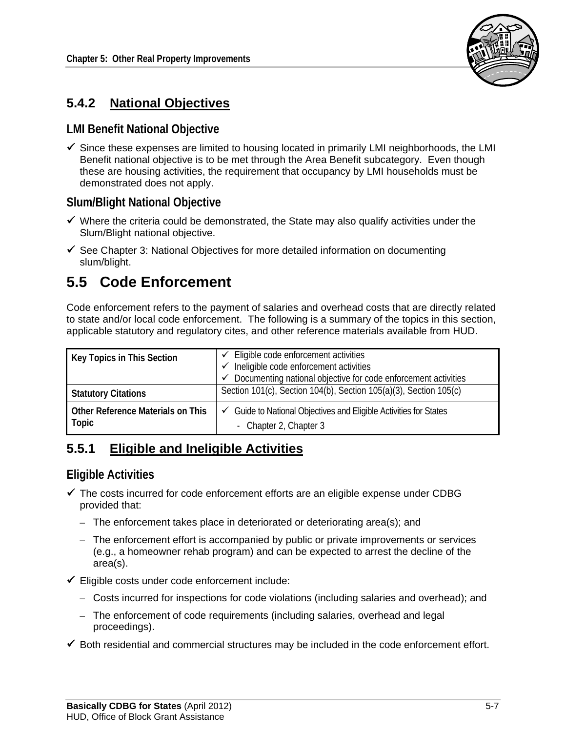### 5.4.2 National Objectives

#### LMI Benefit National Objective

- ✓ Since these expenses are limited to housing located in primarily LMI neighborhoods, the LMI Benefit national objective is to be met through the Area Benefit subcategory. Even though these are housing activities, the requirement that occupancy by LMI households must be demonstrated does not apply.

#### Slum/Blight National Objective

- ✓ Where the criteria could be demonstrated, the State may also qualify activities under the Slum/Blight national objective.
- ✓ See Chapter 3: National Objectives for more detailed information on documenting slum/blight.

## 5.5 Code Enforcement

Code enforcement refers to the payment of salaries and overhead costs that are directly related to state and/or local code enforcement. The following is a summary of the topics in this section, applicable statutory and regulatory cites, and other reference materials available from HUD.

| Key Topics in This Section | ✓ Eligible code enforcement activities<br>✓ Ineligible code enforcement activities<br>✓ Documenting national objective for code enforcement activities |
|---|---|
| **Statutory Citations** | Section 101(c), Section 104(b), Section 105(a)(3), Section 105(c) |
| **Other Reference Materials on This Topic** | ✓ Guide to National Objectives and Eligible Activities for States<br>- Chapter 2, Chapter 3 |

### 5.5.1 Eligible and Ineligible Activities

#### Eligible Activities

- ✓ The costs incurred for code enforcement efforts are an eligible expense under CDBG provided that:
  - The enforcement takes place in deteriorated or deteriorating area(s); and
  - The enforcement effort is accompanied by public or private improvements or services (e.g., a homeowner rehab program) and can be expected to arrest the decline of the area(s).
- ✓ Eligible costs under code enforcement include:
  - Costs incurred for inspections for code violations (including salaries and overhead); and
  - The enforcement of code requirements (including salaries, overhead and legal proceedings).
- ✓ Both residential and commercial structures may be included in the code enforcement effort.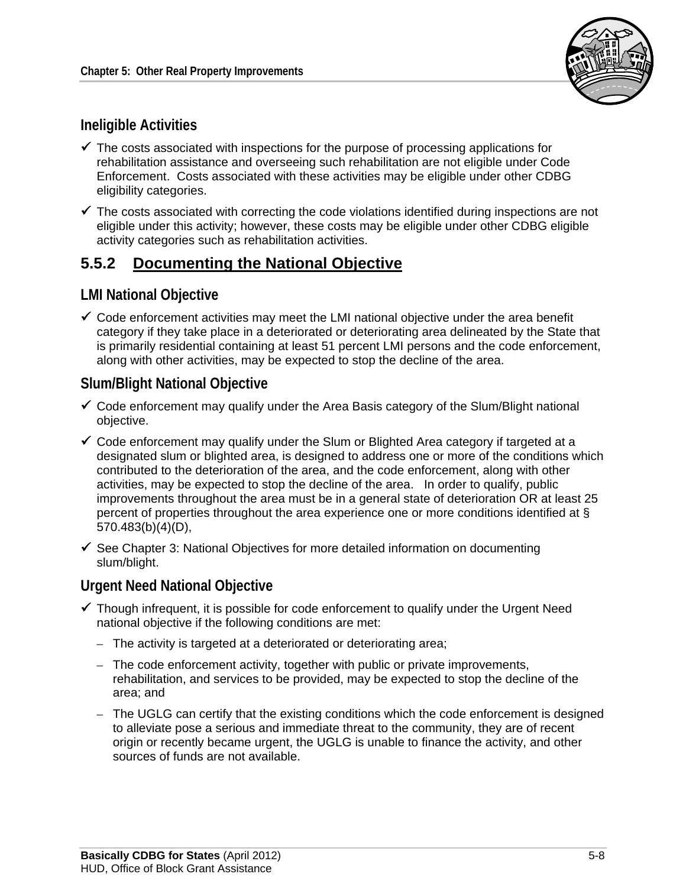### Ineligible Activities

- ✓ The costs associated with inspections for the purpose of processing applications for rehabilitation assistance and overseeing such rehabilitation are not eligible under Code Enforcement. Costs associated with these activities may be eligible under other CDBG eligibility categories.
- ✓ The costs associated with correcting the code violations identified during inspections are not eligible under this activity; however, these costs may be eligible under other CDBG eligible activity categories such as rehabilitation activities.

## 5.5.2 Documenting the National Objective

### LMI National Objective

- ✓ Code enforcement activities may meet the LMI national objective under the area benefit category if they take place in a deteriorated or deteriorating area delineated by the State that is primarily residential containing at least 51 percent LMI persons and the code enforcement, along with other activities, may be expected to stop the decline of the area.

### Slum/Blight National Objective

- ✓ Code enforcement may qualify under the Area Basis category of the Slum/Blight national objective.
- ✓ Code enforcement may qualify under the Slum or Blighted Area category if targeted at a designated slum or blighted area, is designed to address one or more of the conditions which contributed to the deterioration of the area, and the code enforcement, along with other activities, may be expected to stop the decline of the area. In order to qualify, public improvements throughout the area must be in a general state of deterioration OR at least 25 percent of properties throughout the area experience one or more conditions identified at § 570.483(b)(4)(D),
- ✓ See Chapter 3: National Objectives for more detailed information on documenting slum/blight.

### Urgent Need National Objective

- ✓ Though infrequent, it is possible for code enforcement to qualify under the Urgent Need national objective if the following conditions are met:
  - The activity is targeted at a deteriorated or deteriorating area;
  - The code enforcement activity, together with public or private improvements, rehabilitation, and services to be provided, may be expected to stop the decline of the area; and
  - The UGLG can certify that the existing conditions which the code enforcement is designed to alleviate pose a serious and immediate threat to the community, they are of recent origin or recently became urgent, the UGLG is unable to finance the activity, and other sources of funds are not available.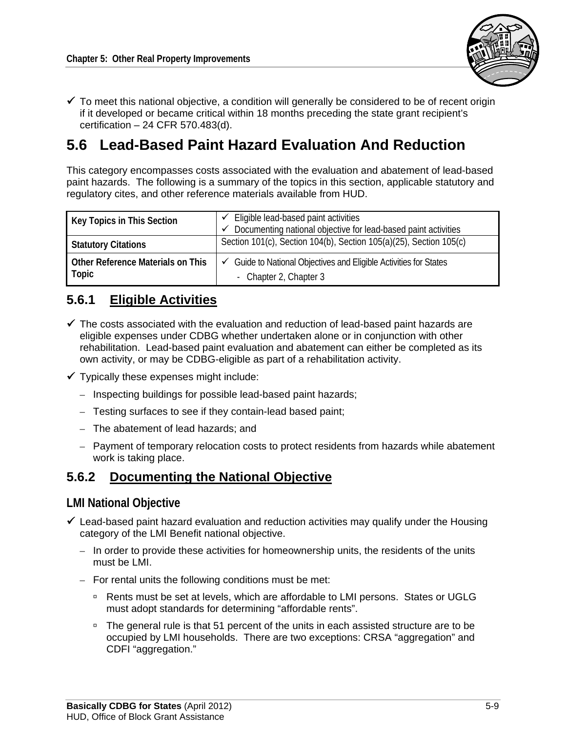- ✓ To meet this national objective, a condition will generally be considered to be of recent origin if it developed or became critical within 18 months preceding the state grant recipient's certification – 24 CFR 570.483(d).

## 5.6 Lead-Based Paint Hazard Evaluation And Reduction

This category encompasses costs associated with the evaluation and abatement of lead-based paint hazards. The following is a summary of the topics in this section, applicable statutory and regulatory cites, and other reference materials available from HUD.

| Key Topics in This Section | ✓ Eligible lead-based paint activities<br>✓ Documenting national objective for lead-based paint activities |
|---|---|
| **Statutory Citations** | Section 101(c), Section 104(b), Section 105(a)(25), Section 105(c) |
| **Other Reference Materials on This Topic** | ✓ Guide to National Objectives and Eligible Activities for States<br>- Chapter 2, Chapter 3 |

### 5.6.1 Eligible Activities

- ✓ The costs associated with the evaluation and reduction of lead-based paint hazards are eligible expenses under CDBG whether undertaken alone or in conjunction with other rehabilitation. Lead-based paint evaluation and abatement can either be completed as its own activity, or may be CDBG-eligible as part of a rehabilitation activity.
- ✓ Typically these expenses might include:
  - Inspecting buildings for possible lead-based paint hazards;
  - Testing surfaces to see if they contain-lead based paint;
  - The abatement of lead hazards; and
  - Payment of temporary relocation costs to protect residents from hazards while abatement work is taking place.

### 5.6.2 Documenting the National Objective

#### LMI National Objective

- ✓ Lead-based paint hazard evaluation and reduction activities may qualify under the Housing category of the LMI Benefit national objective.
  - In order to provide these activities for homeownership units, the residents of the units must be LMI.
  - For rental units the following conditions must be met:
    - Rents must be set at levels, which are affordable to LMI persons. States or UGLG must adopt standards for determining "affordable rents".
    - The general rule is that 51 percent of the units in each assisted structure are to be occupied by LMI households. There are two exceptions: CRSA "aggregation" and CDFI "aggregation."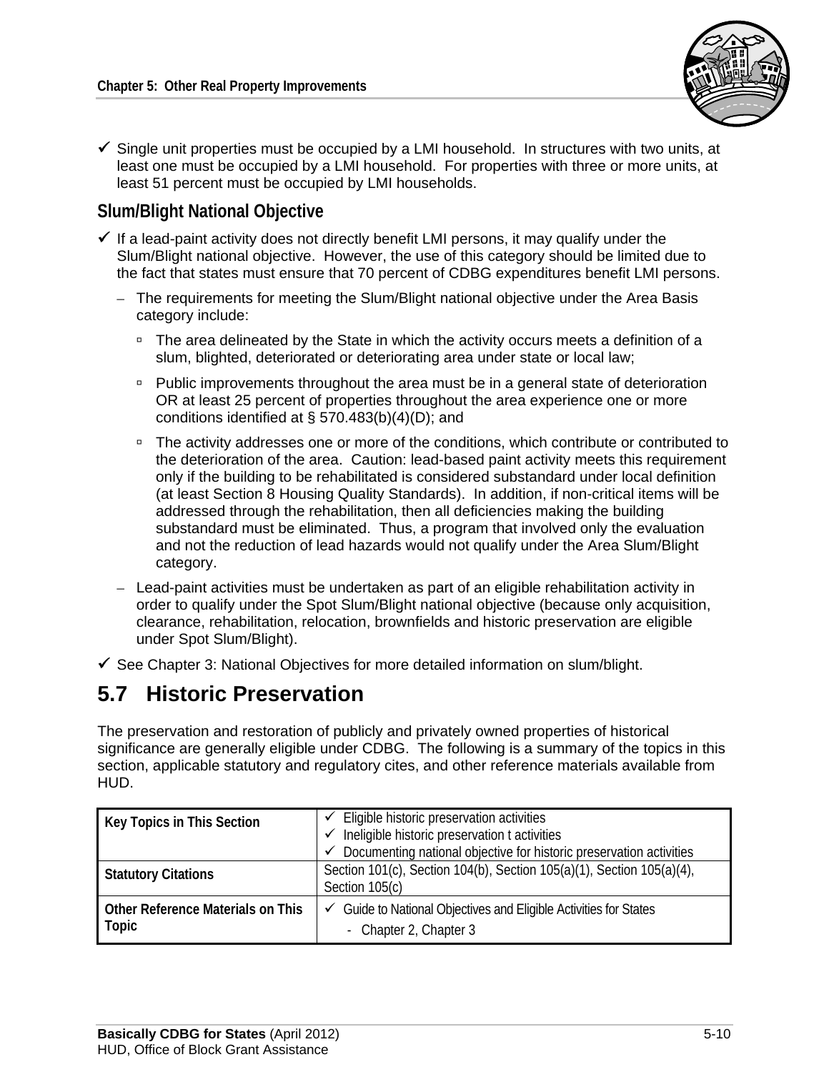- ✓ Single unit properties must be occupied by a LMI household. In structures with two units, at least one must be occupied by a LMI household. For properties with three or more units, at least 51 percent must be occupied by LMI households.

### Slum/Blight National Objective

- ✓ If a lead-paint activity does not directly benefit LMI persons, it may qualify under the Slum/Blight national objective. However, the use of this category should be limited due to the fact that states must ensure that 70 percent of CDBG expenditures benefit LMI persons.
  - The requirements for meeting the Slum/Blight national objective under the Area Basis category include:
    - The area delineated by the State in which the activity occurs meets a definition of a slum, blighted, deteriorated or deteriorating area under state or local law;
    - Public improvements throughout the area must be in a general state of deterioration OR at least 25 percent of properties throughout the area experience one or more conditions identified at § 570.483(b)(4)(D); and
    - The activity addresses one or more of the conditions, which contribute or contributed to the deterioration of the area. Caution: lead-based paint activity meets this requirement only if the building to be rehabilitated is considered substandard under local definition (at least Section 8 Housing Quality Standards). In addition, if non-critical items will be addressed through the rehabilitation, then all deficiencies making the building substandard must be eliminated. Thus, a program that involved only the evaluation and not the reduction of lead hazards would not qualify under the Area Slum/Blight category.
  - Lead-paint activities must be undertaken as part of an eligible rehabilitation activity in order to qualify under the Spot Slum/Blight national objective (because only acquisition, clearance, rehabilitation, relocation, brownfields and historic preservation are eligible under Spot Slum/Blight).
- ✓ See Chapter 3: National Objectives for more detailed information on slum/blight.

## 5.7 Historic Preservation

The preservation and restoration of publicly and privately owned properties of historical significance are generally eligible under CDBG. The following is a summary of the topics in this section, applicable statutory and regulatory cites, and other reference materials available from HUD.

| | |
|---|---|
| **Key Topics in This Section** | ✓ Eligible historic preservation activities<br>✓ Ineligible historic preservation t activities<br>✓ Documenting national objective for historic preservation activities |
| **Statutory Citations** | Section 101(c), Section 104(b), Section 105(a)(1), Section 105(a)(4), Section 105(c) |
| **Other Reference Materials on This Topic** | ✓ Guide to National Objectives and Eligible Activities for States<br>- Chapter 2, Chapter 3 |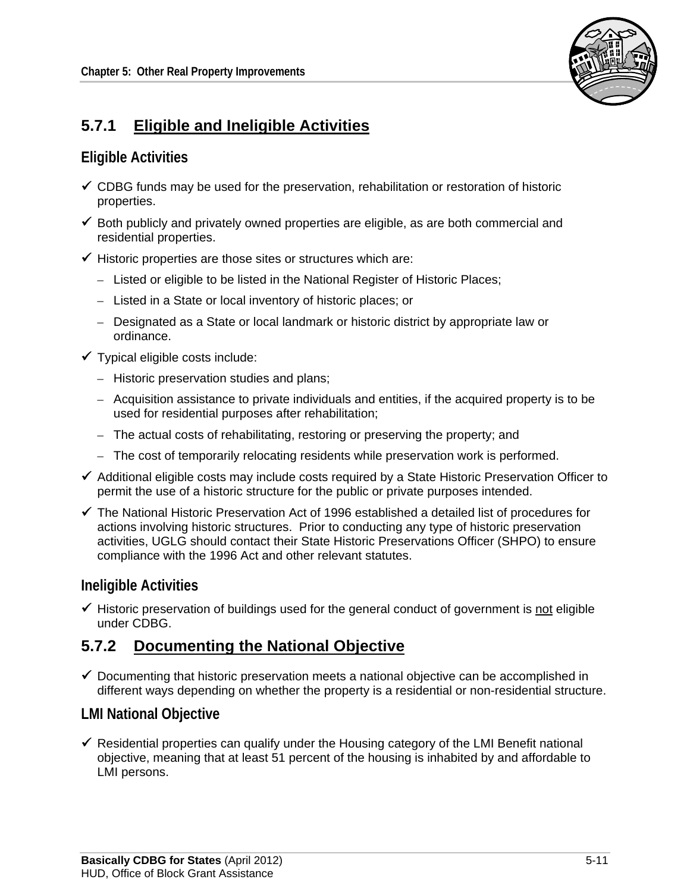## 5.7.1 Eligible and Ineligible Activities

### Eligible Activities

- ✓ CDBG funds may be used for the preservation, rehabilitation or restoration of historic properties.
- ✓ Both publicly and privately owned properties are eligible, as are both commercial and residential properties.
- ✓ Historic properties are those sites or structures which are:
  - Listed or eligible to be listed in the National Register of Historic Places;
  - Listed in a State or local inventory of historic places; or
  - Designated as a State or local landmark or historic district by appropriate law or ordinance.
- ✓ Typical eligible costs include:
  - Historic preservation studies and plans;
  - Acquisition assistance to private individuals and entities, if the acquired property is to be used for residential purposes after rehabilitation;
  - The actual costs of rehabilitating, restoring or preserving the property; and
  - The cost of temporarily relocating residents while preservation work is performed.
- ✓ Additional eligible costs may include costs required by a State Historic Preservation Officer to permit the use of a historic structure for the public or private purposes intended.
- ✓ The National Historic Preservation Act of 1996 established a detailed list of procedures for actions involving historic structures. Prior to conducting any type of historic preservation activities, UGLG should contact their State Historic Preservations Officer (SHPO) to ensure compliance with the 1996 Act and other relevant statutes.

### Ineligible Activities

- ✓ Historic preservation of buildings used for the general conduct of government is <u>not</u> eligible under CDBG.

## 5.7.2 Documenting the National Objective

- ✓ Documenting that historic preservation meets a national objective can be accomplished in different ways depending on whether the property is a residential or non-residential structure.

### LMI National Objective

- ✓ Residential properties can qualify under the Housing category of the LMI Benefit national objective, meaning that at least 51 percent of the housing is inhabited by and affordable to LMI persons.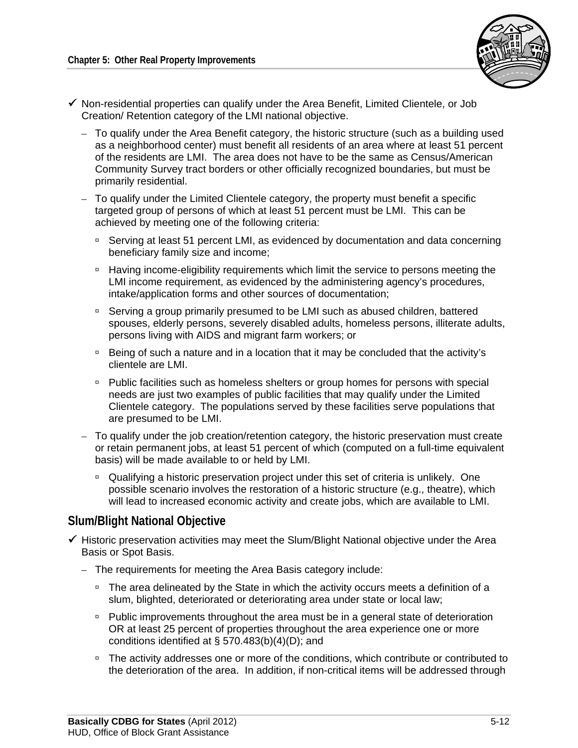- ✓ Non-residential properties can qualify under the Area Benefit, Limited Clientele, or Job Creation/ Retention category of the LMI national objective.
  - To qualify under the Area Benefit category, the historic structure (such as a building used as a neighborhood center) must benefit all residents of an area where at least 51 percent of the residents are LMI. The area does not have to be the same as Census/American Community Survey tract borders or other officially recognized boundaries, but must be primarily residential.
  - To qualify under the Limited Clientele category, the property must benefit a specific targeted group of persons of which at least 51 percent must be LMI. This can be achieved by meeting one of the following criteria:
    - Serving at least 51 percent LMI, as evidenced by documentation and data concerning beneficiary family size and income;
    - Having income-eligibility requirements which limit the service to persons meeting the LMI income requirement, as evidenced by the administering agency's procedures, intake/application forms and other sources of documentation;
    - Serving a group primarily presumed to be LMI such as abused children, battered spouses, elderly persons, severely disabled adults, homeless persons, illiterate adults, persons living with AIDS and migrant farm workers; or
    - Being of such a nature and in a location that it may be concluded that the activity's clientele are LMI.
    - Public facilities such as homeless shelters or group homes for persons with special needs are just two examples of public facilities that may qualify under the Limited Clientele category. The populations served by these facilities serve populations that are presumed to be LMI.
  - To qualify under the job creation/retention category, the historic preservation must create or retain permanent jobs, at least 51 percent of which (computed on a full-time equivalent basis) will be made available to or held by LMI.
    - Qualifying a historic preservation project under this set of criteria is unlikely. One possible scenario involves the restoration of a historic structure (e.g., theatre), which will lead to increased economic activity and create jobs, which are available to LMI.

## Slum/Blight National Objective

- ✓ Historic preservation activities may meet the Slum/Blight National objective under the Area Basis or Spot Basis.
  - The requirements for meeting the Area Basis category include:
    - The area delineated by the State in which the activity occurs meets a definition of a slum, blighted, deteriorated or deteriorating area under state or local law;
    - Public improvements throughout the area must be in a general state of deterioration OR at least 25 percent of properties throughout the area experience one or more conditions identified at § 570.483(b)(4)(D); and
    - The activity addresses one or more of the conditions, which contribute or contributed to the deterioration of the area. In addition, if non-critical items will be addressed through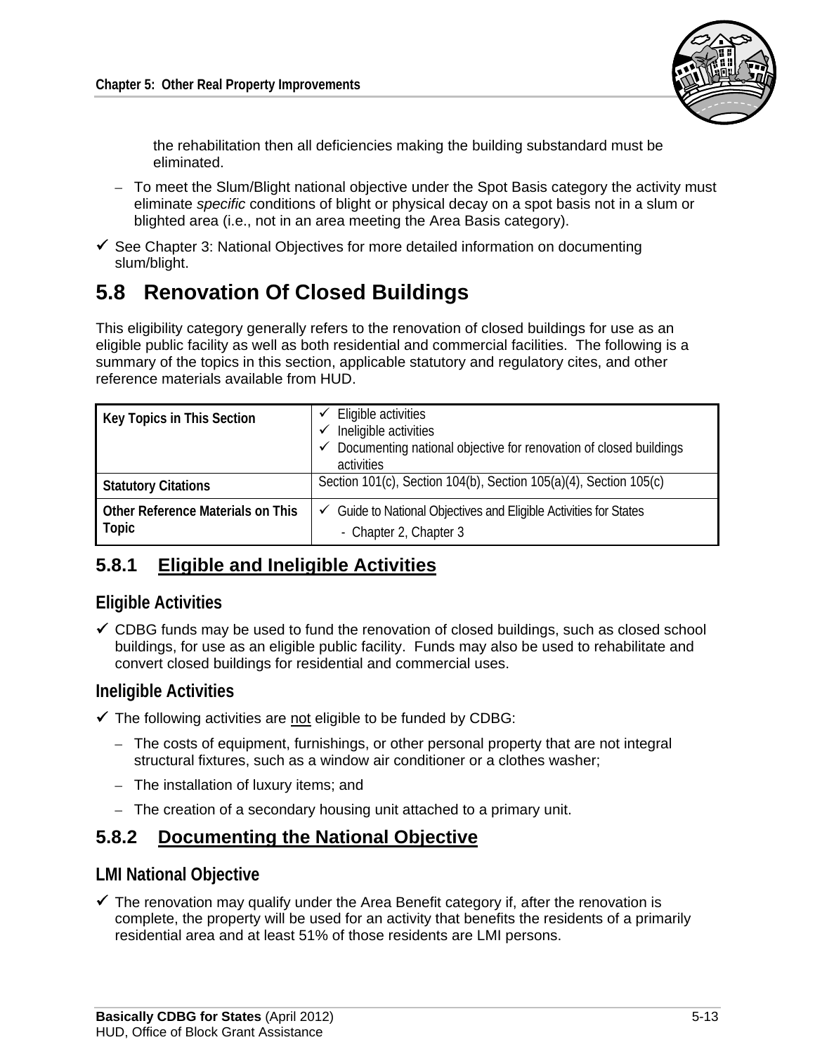the rehabilitation then all deficiencies making the building substandard must be eliminated.

- To meet the Slum/Blight national objective under the Spot Basis category the activity must eliminate *specific* conditions of blight or physical decay on a spot basis not in a slum or blighted area (i.e., not in an area meeting the Area Basis category).

✓ See Chapter 3: National Objectives for more detailed information on documenting slum/blight.

## 5.8 Renovation Of Closed Buildings

This eligibility category generally refers to the renovation of closed buildings for use as an eligible public facility as well as both residential and commercial facilities. The following is a summary of the topics in this section, applicable statutory and regulatory cites, and other reference materials available from HUD.

| **Key Topics in This Section** | ✓ Eligible activities<br>✓ Ineligible activities<br>✓ Documenting national objective for renovation of closed buildings activities |
|---|---|
| **Statutory Citations** | Section 101(c), Section 104(b), Section 105(a)(4), Section 105(c) |
| **Other Reference Materials on This Topic** | ✓ Guide to National Objectives and Eligible Activities for States<br>- Chapter 2, Chapter 3 |

### 5.8.1 Eligible and Ineligible Activities

#### Eligible Activities

✓ CDBG funds may be used to fund the renovation of closed buildings, such as closed school buildings, for use as an eligible public facility. Funds may also be used to rehabilitate and convert closed buildings for residential and commercial uses.

#### Ineligible Activities

✓ The following activities are not eligible to be funded by CDBG:

- The costs of equipment, furnishings, or other personal property that are not integral structural fixtures, such as a window air conditioner or a clothes washer;
- The installation of luxury items; and
- The creation of a secondary housing unit attached to a primary unit.

### 5.8.2 Documenting the National Objective

#### LMI National Objective

✓ The renovation may qualify under the Area Benefit category if, after the renovation is complete, the property will be used for an activity that benefits the residents of a primarily residential area and at least 51% of those residents are LMI persons.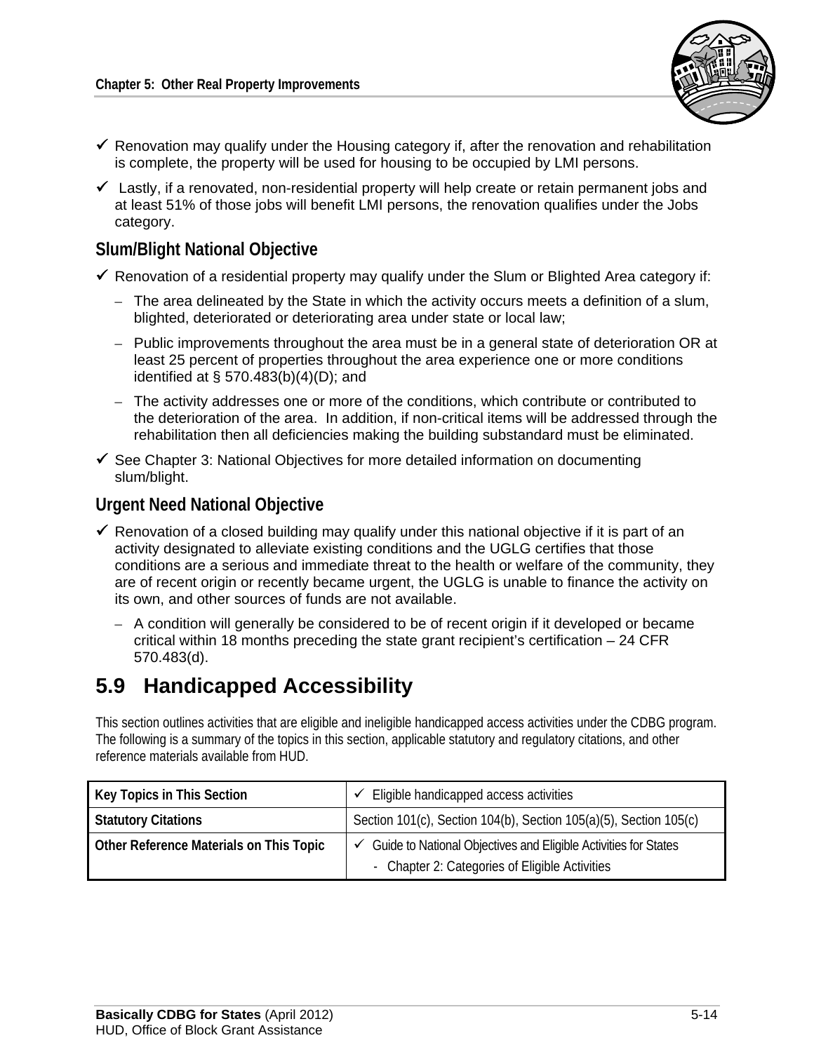- ✓ Renovation may qualify under the Housing category if, after the renovation and rehabilitation is complete, the property will be used for housing to be occupied by LMI persons.
- ✓ Lastly, if a renovated, non-residential property will help create or retain permanent jobs and at least 51% of those jobs will benefit LMI persons, the renovation qualifies under the Jobs category.

### Slum/Blight National Objective

- ✓ Renovation of a residential property may qualify under the Slum or Blighted Area category if:
  - The area delineated by the State in which the activity occurs meets a definition of a slum, blighted, deteriorated or deteriorating area under state or local law;
  - Public improvements throughout the area must be in a general state of deterioration OR at least 25 percent of properties throughout the area experience one or more conditions identified at § 570.483(b)(4)(D); and
  - The activity addresses one or more of the conditions, which contribute or contributed to the deterioration of the area. In addition, if non-critical items will be addressed through the rehabilitation then all deficiencies making the building substandard must be eliminated.
- ✓ See Chapter 3: National Objectives for more detailed information on documenting slum/blight.

### Urgent Need National Objective

- ✓ Renovation of a closed building may qualify under this national objective if it is part of an activity designated to alleviate existing conditions and the UGLG certifies that those conditions are a serious and immediate threat to the health or welfare of the community, they are of recent origin or recently became urgent, the UGLG is unable to finance the activity on its own, and other sources of funds are not available.
  - A condition will generally be considered to be of recent origin if it developed or became critical within 18 months preceding the state grant recipient's certification – 24 CFR 570.483(d).

## 5.9 Handicapped Accessibility

This section outlines activities that are eligible and ineligible handicapped access activities under the CDBG program. The following is a summary of the topics in this section, applicable statutory and regulatory citations, and other reference materials available from HUD.

| **Key Topics in This Section** | ✓ Eligible handicapped access activities |
|---|---|
| **Statutory Citations** | Section 101(c), Section 104(b), Section 105(a)(5), Section 105(c) |
| **Other Reference Materials on This Topic** | ✓ Guide to National Objectives and Eligible Activities for States<br>- Chapter 2: Categories of Eligible Activities |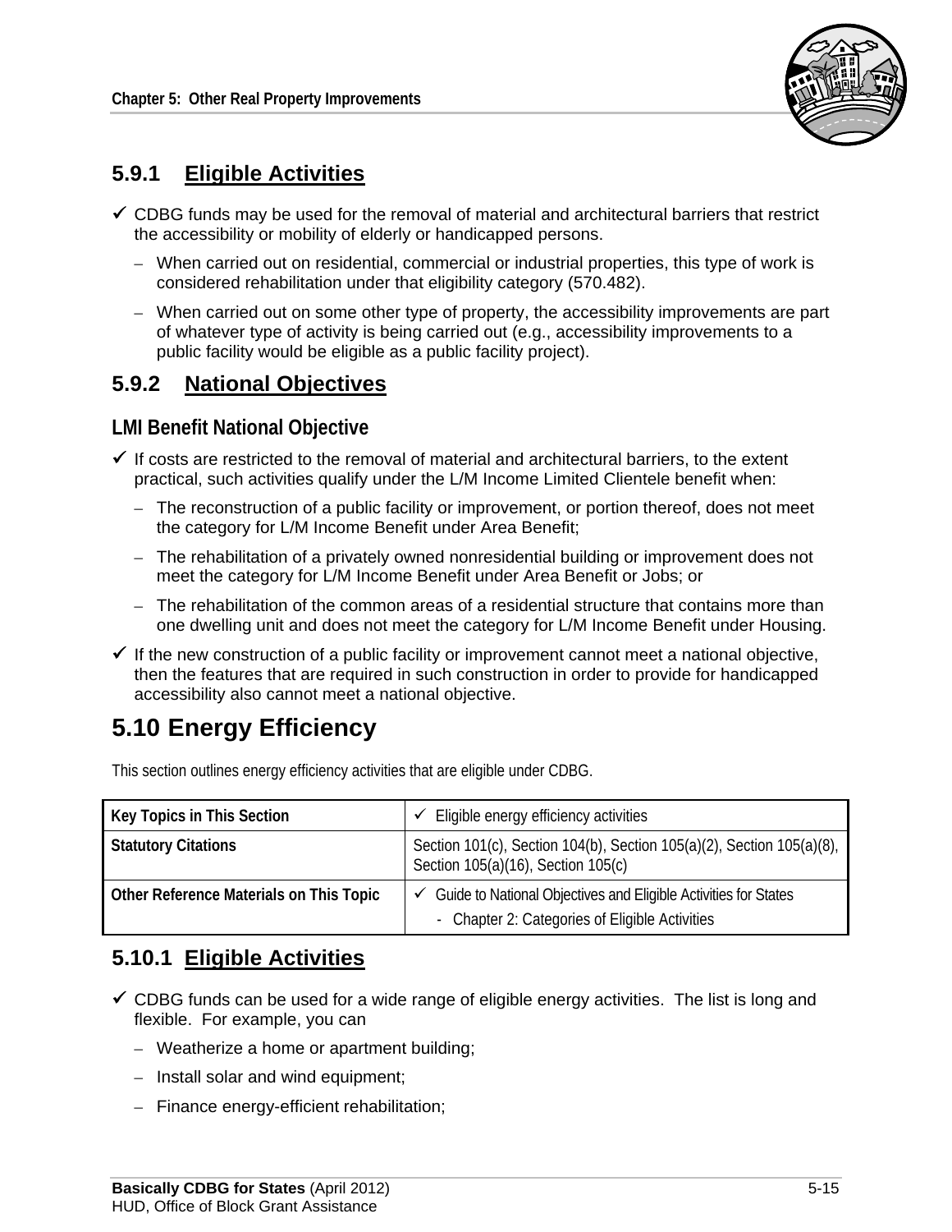### 5.9.1 Eligible Activities

- ✓ CDBG funds may be used for the removal of material and architectural barriers that restrict the accessibility or mobility of elderly or handicapped persons.
  - When carried out on residential, commercial or industrial properties, this type of work is considered rehabilitation under that eligibility category (570.482).
  - When carried out on some other type of property, the accessibility improvements are part of whatever type of activity is being carried out (e.g., accessibility improvements to a public facility would be eligible as a public facility project).

### 5.9.2 National Objectives

#### LMI Benefit National Objective

- ✓ If costs are restricted to the removal of material and architectural barriers, to the extent practical, such activities qualify under the L/M Income Limited Clientele benefit when:
  - The reconstruction of a public facility or improvement, or portion thereof, does not meet the category for L/M Income Benefit under Area Benefit;
  - The rehabilitation of a privately owned nonresidential building or improvement does not meet the category for L/M Income Benefit under Area Benefit or Jobs; or
  - The rehabilitation of the common areas of a residential structure that contains more than one dwelling unit and does not meet the category for L/M Income Benefit under Housing.
- ✓ If the new construction of a public facility or improvement cannot meet a national objective, then the features that are required in such construction in order to provide for handicapped accessibility also cannot meet a national objective.

## 5.10 Energy Efficiency

This section outlines energy efficiency activities that are eligible under CDBG.

| Key Topics in This Section | ✓ Eligible energy efficiency activities |
|---|---|
| **Statutory Citations** | Section 101(c), Section 104(b), Section 105(a)(2), Section 105(a)(8), Section 105(a)(16), Section 105(c) |
| **Other Reference Materials on This Topic** | ✓ Guide to National Objectives and Eligible Activities for States<br>- Chapter 2: Categories of Eligible Activities |

### 5.10.1 Eligible Activities

- ✓ CDBG funds can be used for a wide range of eligible energy activities. The list is long and flexible. For example, you can
  - Weatherize a home or apartment building;
  - Install solar and wind equipment;
  - Finance energy-efficient rehabilitation;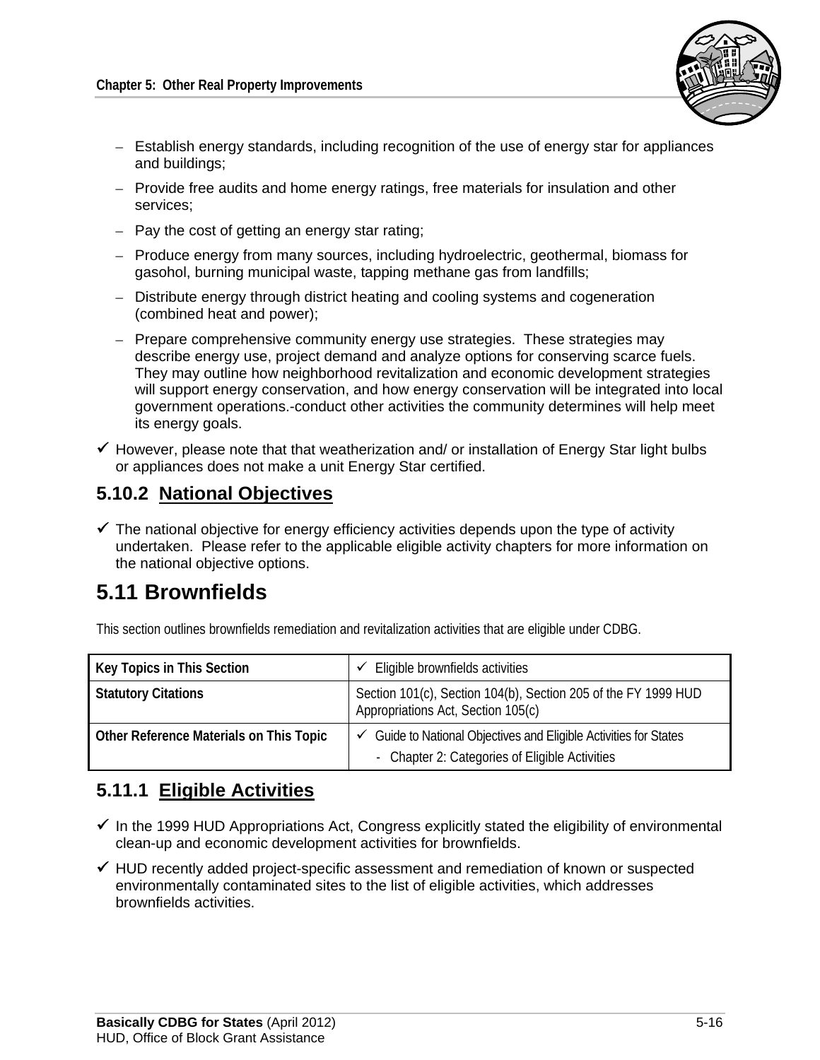- Establish energy standards, including recognition of the use of energy star for appliances and buildings;
- Provide free audits and home energy ratings, free materials for insulation and other services;
- Pay the cost of getting an energy star rating;
- Produce energy from many sources, including hydroelectric, geothermal, biomass for gasohol, burning municipal waste, tapping methane gas from landfills;
- Distribute energy through district heating and cooling systems and cogeneration (combined heat and power);
- Prepare comprehensive community energy use strategies. These strategies may describe energy use, project demand and analyze options for conserving scarce fuels. They may outline how neighborhood revitalization and economic development strategies will support energy conservation, and how energy conservation will be integrated into local government operations.-conduct other activities the community determines will help meet its energy goals.

✓ However, please note that that weatherization and/ or installation of Energy Star light bulbs or appliances does not make a unit Energy Star certified.

### 5.10.2 National Objectives

✓ The national objective for energy efficiency activities depends upon the type of activity undertaken. Please refer to the applicable eligible activity chapters for more information on the national objective options.

## 5.11 Brownfields

This section outlines brownfields remediation and revitalization activities that are eligible under CDBG.

| Key Topics in This Section | ✓ Eligible brownfields activities |
|---|---|
| Statutory Citations | Section 101(c), Section 104(b), Section 205 of the FY 1999 HUD Appropriations Act, Section 105(c) |
| Other Reference Materials on This Topic | ✓ Guide to National Objectives and Eligible Activities for States<br>- Chapter 2: Categories of Eligible Activities |

### 5.11.1 Eligible Activities

✓ In the 1999 HUD Appropriations Act, Congress explicitly stated the eligibility of environmental clean-up and economic development activities for brownfields.

✓ HUD recently added project-specific assessment and remediation of known or suspected environmentally contaminated sites to the list of eligible activities, which addresses brownfields activities.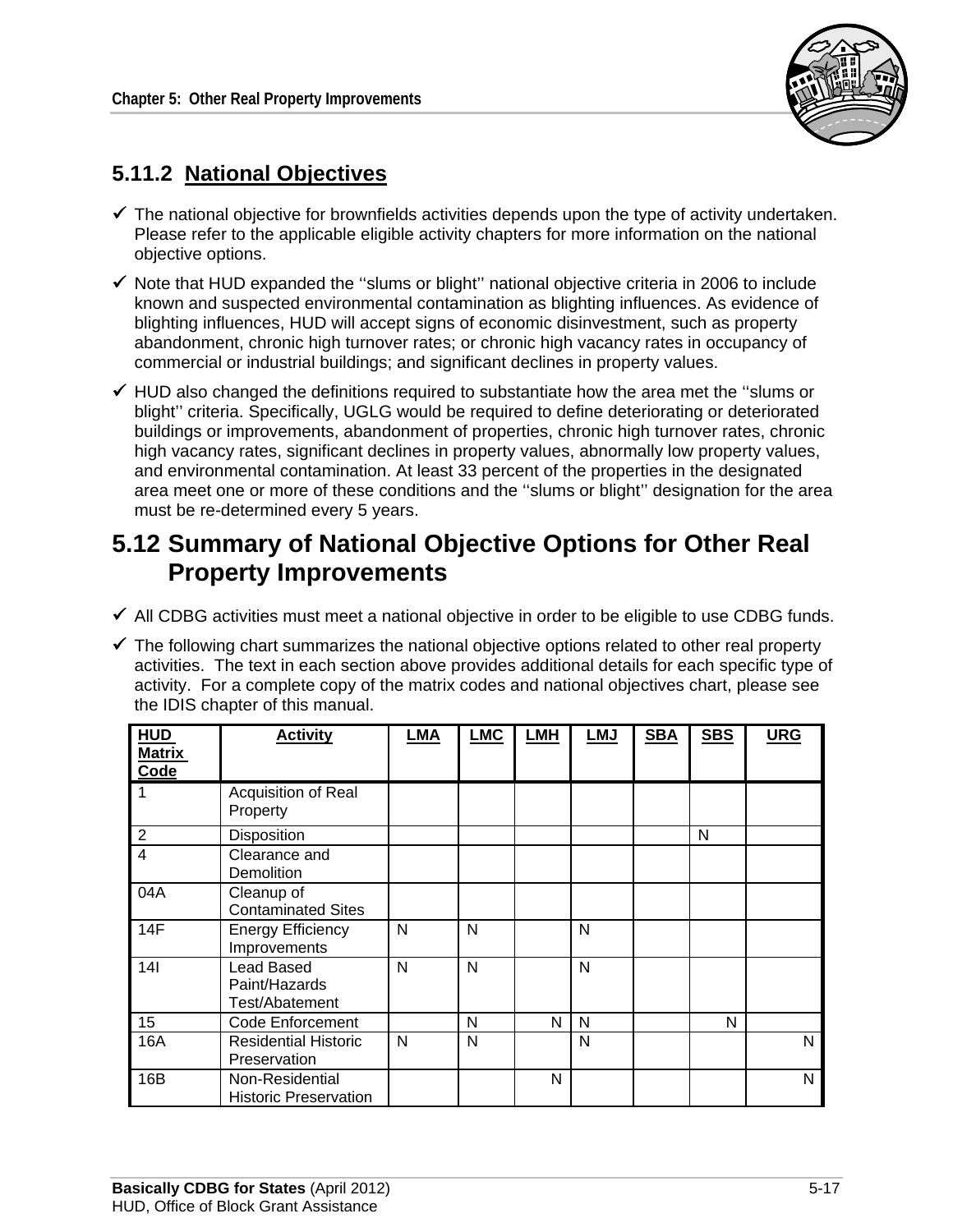### 5.11.2 National Objectives

- ✓ The national objective for brownfields activities depends upon the type of activity undertaken. Please refer to the applicable eligible activity chapters for more information on the national objective options.
- ✓ Note that HUD expanded the ''slums or blight'' national objective criteria in 2006 to include known and suspected environmental contamination as blighting influences. As evidence of blighting influences, HUD will accept signs of economic disinvestment, such as property abandonment, chronic high turnover rates; or chronic high vacancy rates in occupancy of commercial or industrial buildings; and significant declines in property values.
- ✓ HUD also changed the definitions required to substantiate how the area met the ''slums or blight'' criteria. Specifically, UGLG would be required to define deteriorating or deteriorated buildings or improvements, abandonment of properties, chronic high turnover rates, chronic high vacancy rates, significant declines in property values, abnormally low property values, and environmental contamination. At least 33 percent of the properties in the designated area meet one or more of these conditions and the ''slums or blight'' designation for the area must be re-determined every 5 years.

## 5.12 Summary of National Objective Options for Other Real Property Improvements

- ✓ All CDBG activities must meet a national objective in order to be eligible to use CDBG funds.
- ✓ The following chart summarizes the national objective options related to other real property activities. The text in each section above provides additional details for each specific type of activity. For a complete copy of the matrix codes and national objectives chart, please see the IDIS chapter of this manual.

| HUD Matrix Code | Activity | LMA | LMC | LMH | LMJ | SBA | SBS | URG |
|---|---|---|---|---|---|---|---|---|
| 1 | Acquisition of Real Property | | | | | | | |
| 2 | Disposition | | | | | | N | |
| 4 | Clearance and Demolition | | | | | | | |
| 04A | Cleanup of Contaminated Sites | | | | | | | |
| 14F | Energy Efficiency Improvements | N | N | | N | | | |
| 14I | Lead Based Paint/Hazards Test/Abatement | N | N | | N | | | |
| 15 | Code Enforcement | | N | N | N | | N | |
| 16A | Residential Historic Preservation | N | N | | N | | | N |
| 16B | Non-Residential Historic Preservation | | | N | | | | N |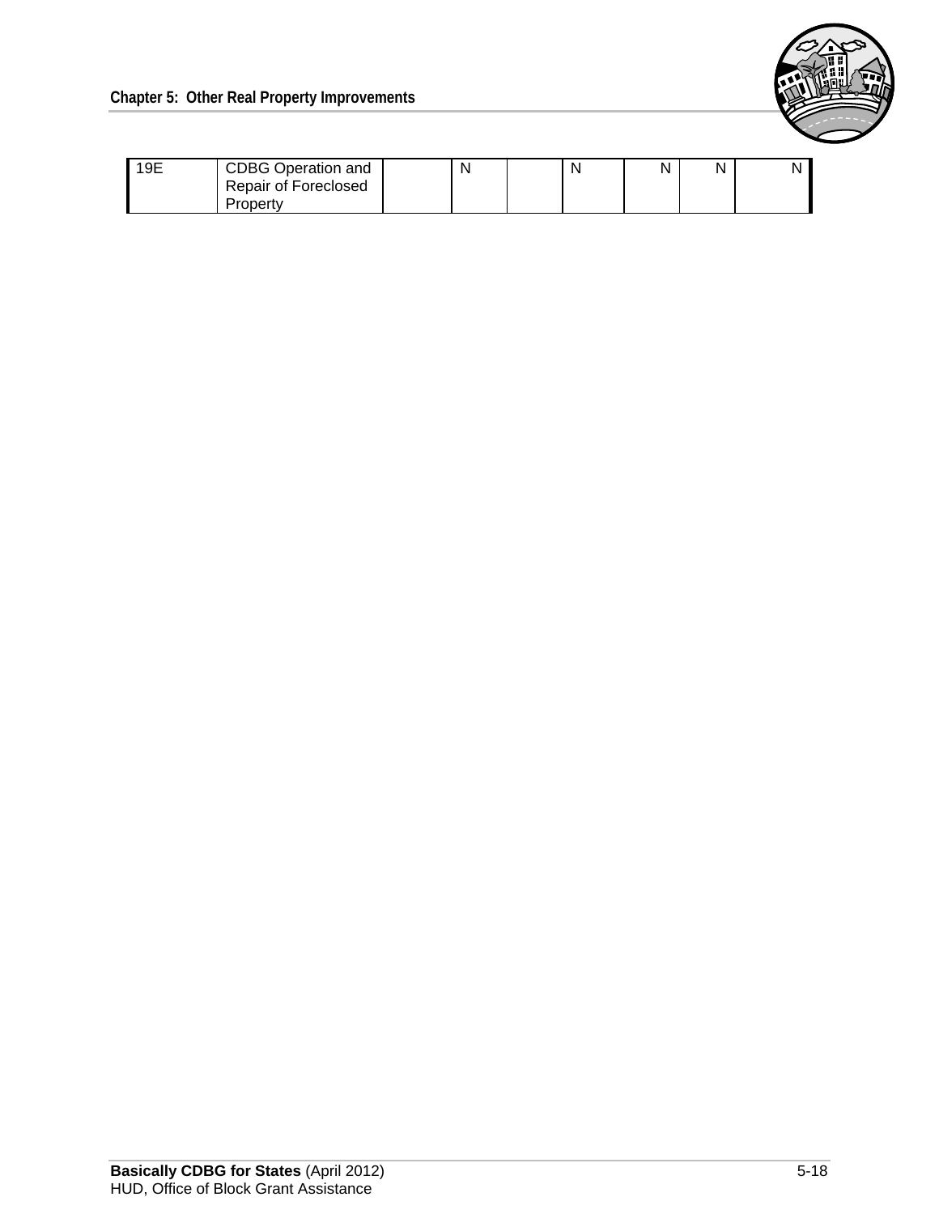| | | | | | | | | |
|---|---|---|---|---|---|---|---|---|
| 19E | CDBG Operation and Repair of Foreclosed Property | | N | | N | N | N | N |